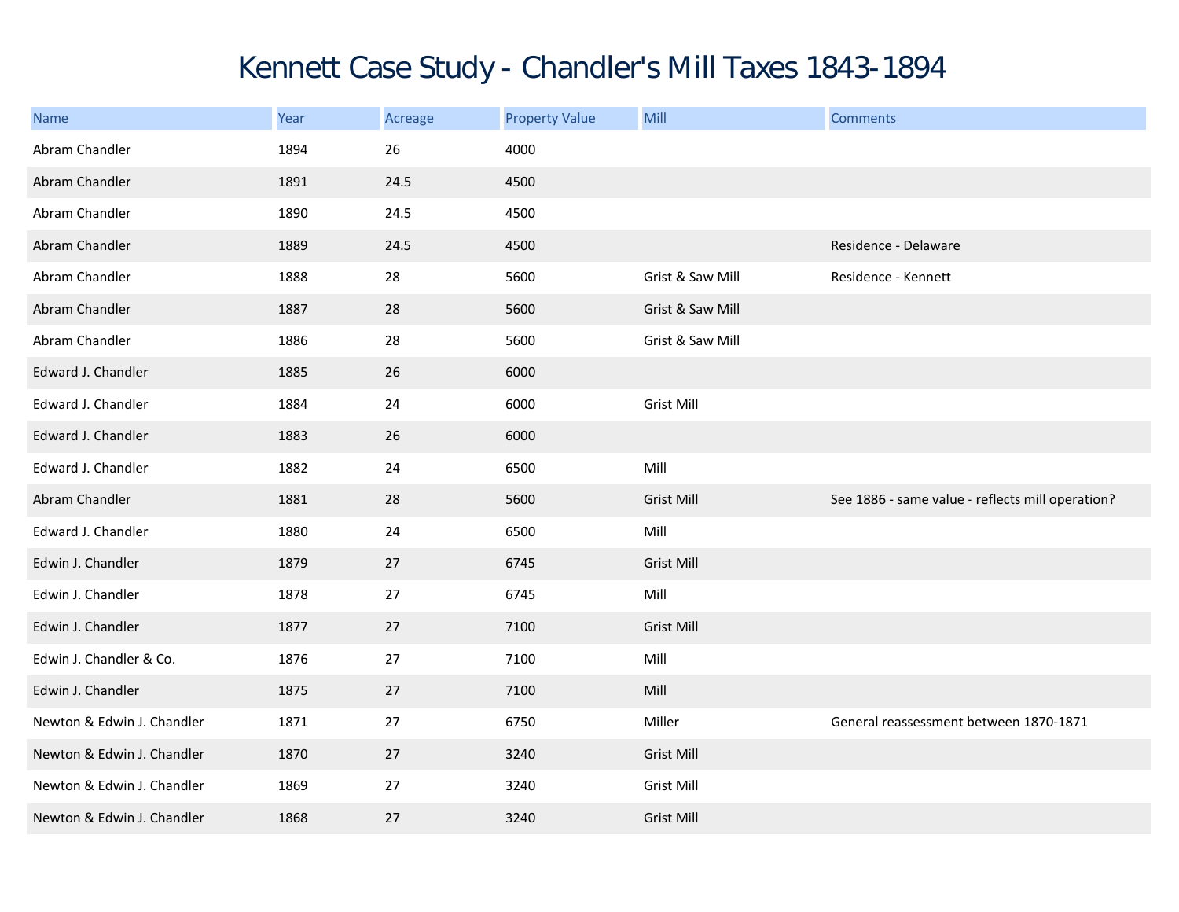# Kennett Case Study - Chandler's Mill Taxes 1843-1894

| Name | Year | Acreage | Property Value | Mill | Comments |
|---|---|---|---|---|---|
| Abram Chandler | 1894 | 26 | 4000 | | |
| Abram Chandler | 1891 | 24.5 | 4500 | | |
| Abram Chandler | 1890 | 24.5 | 4500 | | |
| Abram Chandler | 1889 | 24.5 | 4500 | | Residence - Delaware |
| Abram Chandler | 1888 | 28 | 5600 | Grist & Saw Mill | Residence - Kennett |
| Abram Chandler | 1887 | 28 | 5600 | Grist & Saw Mill | |
| Abram Chandler | 1886 | 28 | 5600 | Grist & Saw Mill | |
| Edward J. Chandler | 1885 | 26 | 6000 | | |
| Edward J. Chandler | 1884 | 24 | 6000 | Grist Mill | |
| Edward J. Chandler | 1883 | 26 | 6000 | | |
| Edward J. Chandler | 1882 | 24 | 6500 | Mill | |
| Abram Chandler | 1881 | 28 | 5600 | Grist Mill | See 1886 - same value - reflects mill operation? |
| Edward J. Chandler | 1880 | 24 | 6500 | Mill | |
| Edwin J. Chandler | 1879 | 27 | 6745 | Grist Mill | |
| Edwin J. Chandler | 1878 | 27 | 6745 | Mill | |
| Edwin J. Chandler | 1877 | 27 | 7100 | Grist Mill | |
| Edwin J. Chandler & Co. | 1876 | 27 | 7100 | Mill | |
| Edwin J. Chandler | 1875 | 27 | 7100 | Mill | |
| Newton & Edwin J. Chandler | 1871 | 27 | 6750 | Miller | General reassessment between 1870-1871 |
| Newton & Edwin J. Chandler | 1870 | 27 | 3240 | Grist Mill | |
| Newton & Edwin J. Chandler | 1869 | 27 | 3240 | Grist Mill | |
| Newton & Edwin J. Chandler | 1868 | 27 | 3240 | Grist Mill | |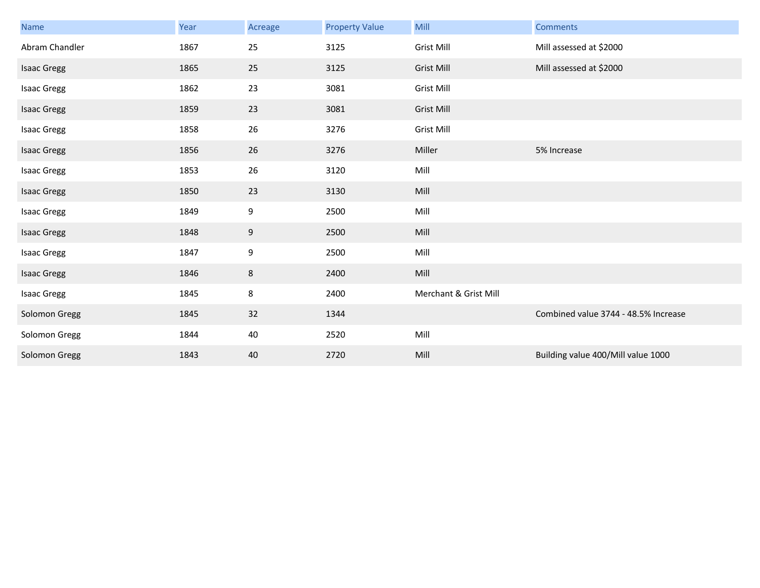| Name | Year | Acreage | Property Value | Mill | Comments |
|---|---|---|---|---|---|
| Abram Chandler | 1867 | 25 | 3125 | Grist Mill | Mill assessed at $2000 |
| Isaac Gregg | 1865 | 25 | 3125 | Grist Mill | Mill assessed at $2000 |
| Isaac Gregg | 1862 | 23 | 3081 | Grist Mill | |
| Isaac Gregg | 1859 | 23 | 3081 | Grist Mill | |
| Isaac Gregg | 1858 | 26 | 3276 | Grist Mill | |
| Isaac Gregg | 1856 | 26 | 3276 | Miller | 5% Increase |
| Isaac Gregg | 1853 | 26 | 3120 | Mill | |
| Isaac Gregg | 1850 | 23 | 3130 | Mill | |
| Isaac Gregg | 1849 | 9 | 2500 | Mill | |
| Isaac Gregg | 1848 | 9 | 2500 | Mill | |
| Isaac Gregg | 1847 | 9 | 2500 | Mill | |
| Isaac Gregg | 1846 | 8 | 2400 | Mill | |
| Isaac Gregg | 1845 | 8 | 2400 | Merchant & Grist Mill | |
| Solomon Gregg | 1845 | 32 | 1344 | | Combined value 3744 - 48.5% Increase |
| Solomon Gregg | 1844 | 40 | 2520 | Mill | |
| Solomon Gregg | 1843 | 40 | 2720 | Mill | Building value 400/Mill value 1000 |